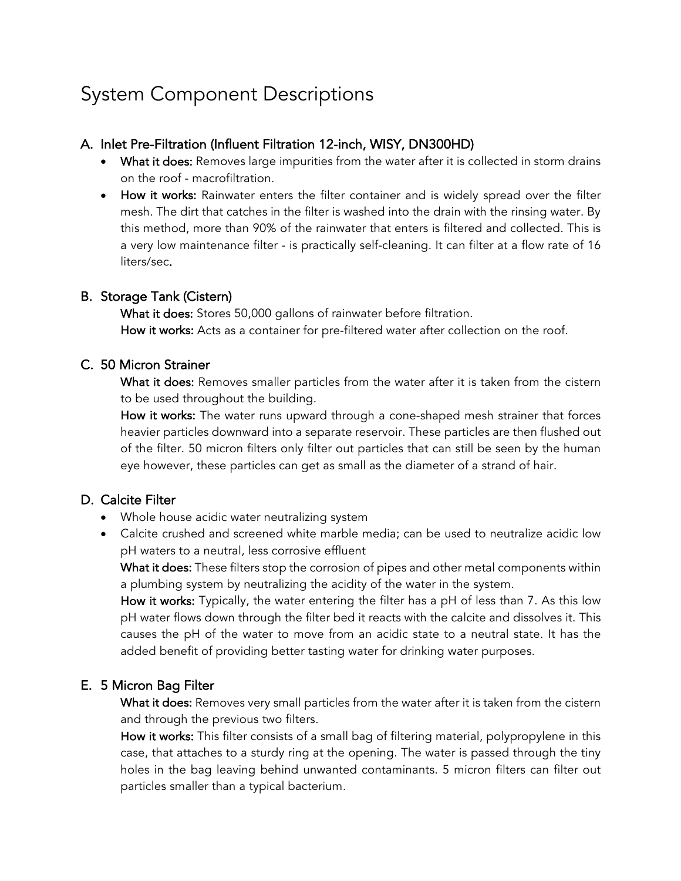# System Component Descriptions

## A. Inlet Pre-Filtration (Influent Filtration 12-inch, WISY, DN300HD)

- **What it does:** Removes large impurities from the water after it is collected in storm drains on the roof - macrofiltration.
- **How it works:** Rainwater enters the filter container and is widely spread over the filter mesh. The dirt that catches in the filter is washed into the drain with the rinsing water. By this method, more than 90% of the rainwater that enters is filtered and collected. This is a very low maintenance filter - is practically self-cleaning. It can filter at a flow rate of 16 liters/sec.

## B. Storage Tank (Cistern)

**What it does:** Stores 50,000 gallons of rainwater before filtration.

**How it works:** Acts as a container for pre-filtered water after collection on the roof.

## C. 50 Micron Strainer

**What it does:** Removes smaller particles from the water after it is taken from the cistern to be used throughout the building.

**How it works:** The water runs upward through a cone-shaped mesh strainer that forces heavier particles downward into a separate reservoir. These particles are then flushed out of the filter. 50 micron filters only filter out particles that can still be seen by the human eye however, these particles can get as small as the diameter of a strand of hair.

## D. Calcite Filter

- Whole house acidic water neutralizing system
- Calcite crushed and screened white marble media; can be used to neutralize acidic low pH waters to a neutral, less corrosive effluent

**What it does:** These filters stop the corrosion of pipes and other metal components within a plumbing system by neutralizing the acidity of the water in the system.

**How it works:** Typically, the water entering the filter has a pH of less than 7. As this low pH water flows down through the filter bed it reacts with the calcite and dissolves it. This causes the pH of the water to move from an acidic state to a neutral state. It has the added benefit of providing better tasting water for drinking water purposes.

## E. 5 Micron Bag Filter

**What it does:** Removes very small particles from the water after it is taken from the cistern and through the previous two filters.

**How it works:** This filter consists of a small bag of filtering material, polypropylene in this case, that attaches to a sturdy ring at the opening. The water is passed through the tiny holes in the bag leaving behind unwanted contaminants. 5 micron filters can filter out particles smaller than a typical bacterium.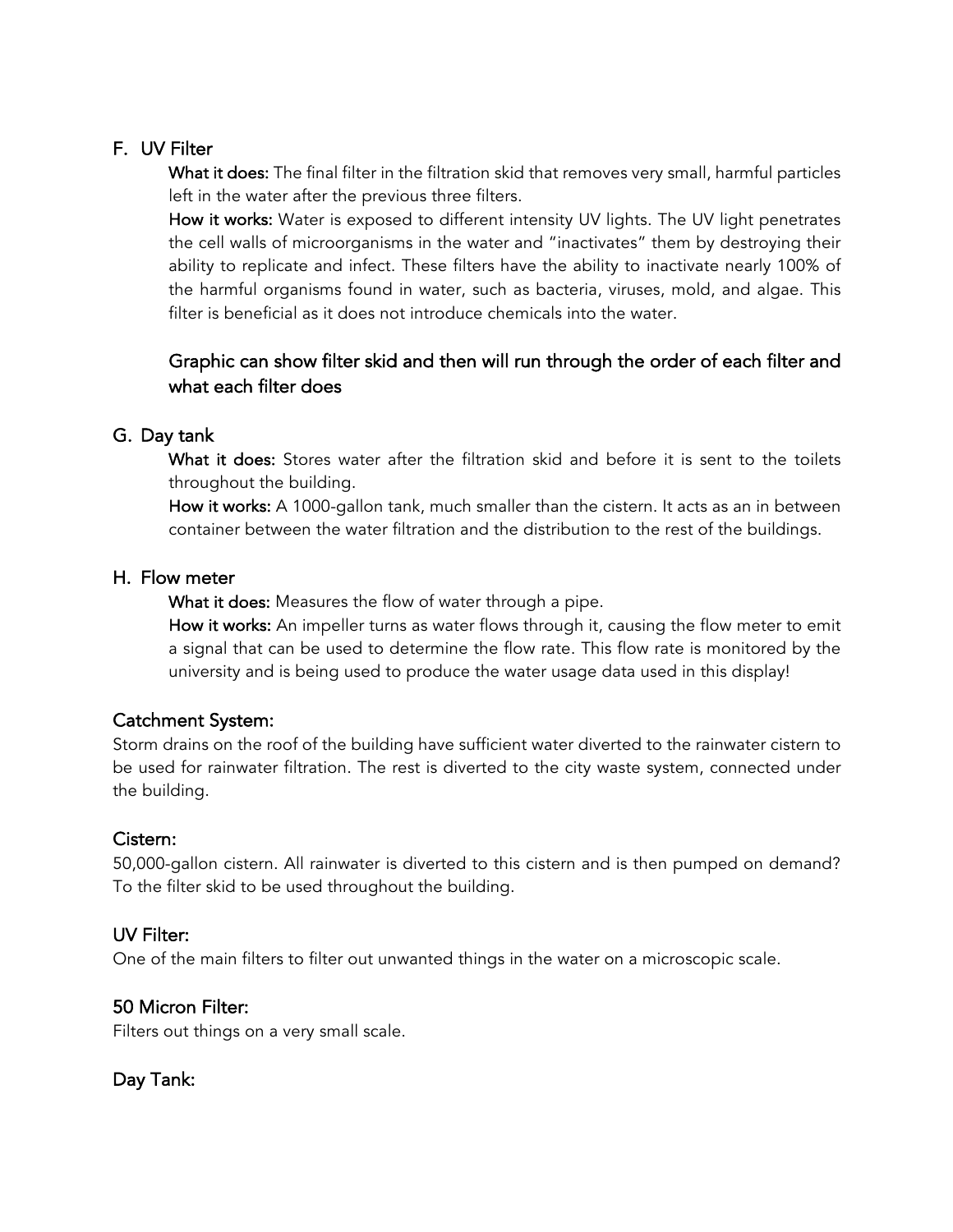F. UV Filter

**What it does:** The final filter in the filtration skid that removes very small, harmful particles left in the water after the previous three filters.

**How it works:** Water is exposed to different intensity UV lights. The UV light penetrates the cell walls of microorganisms in the water and "inactivates" them by destroying their ability to replicate and infect. These filters have the ability to inactivate nearly 100% of the harmful organisms found in water, such as bacteria, viruses, mold, and algae. This filter is beneficial as it does not introduce chemicals into the water.

Graphic can show filter skid and then will run through the order of each filter and what each filter does

G. Day tank

**What it does:** Stores water after the filtration skid and before it is sent to the toilets throughout the building.

**How it works:** A 1000-gallon tank, much smaller than the cistern. It acts as an in between container between the water filtration and the distribution to the rest of the buildings.

H. Flow meter

**What it does:** Measures the flow of water through a pipe.

**How it works:** An impeller turns as water flows through it, causing the flow meter to emit a signal that can be used to determine the flow rate. This flow rate is monitored by the university and is being used to produce the water usage data used in this display!

Catchment System:

Storm drains on the roof of the building have sufficient water diverted to the rainwater cistern to be used for rainwater filtration. The rest is diverted to the city waste system, connected under the building.

Cistern:

50,000-gallon cistern. All rainwater is diverted to this cistern and is then pumped on demand? To the filter skid to be used throughout the building.

UV Filter:

One of the main filters to filter out unwanted things in the water on a microscopic scale.

50 Micron Filter:

Filters out things on a very small scale.

Day Tank: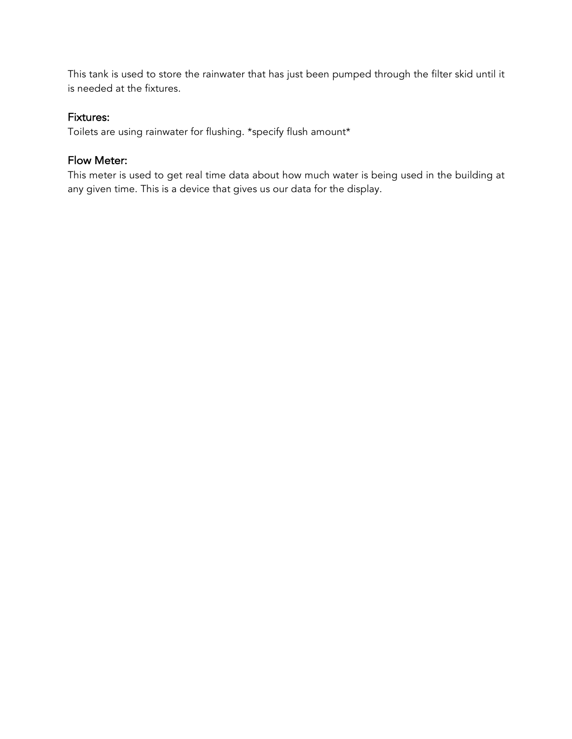This tank is used to store the rainwater that has just been pumped through the filter skid until it is needed at the fixtures.

### Fixtures:

Toilets are using rainwater for flushing. *specify flush amount*

### Flow Meter:

This meter is used to get real time data about how much water is being used in the building at any given time. This is a device that gives us our data for the display.